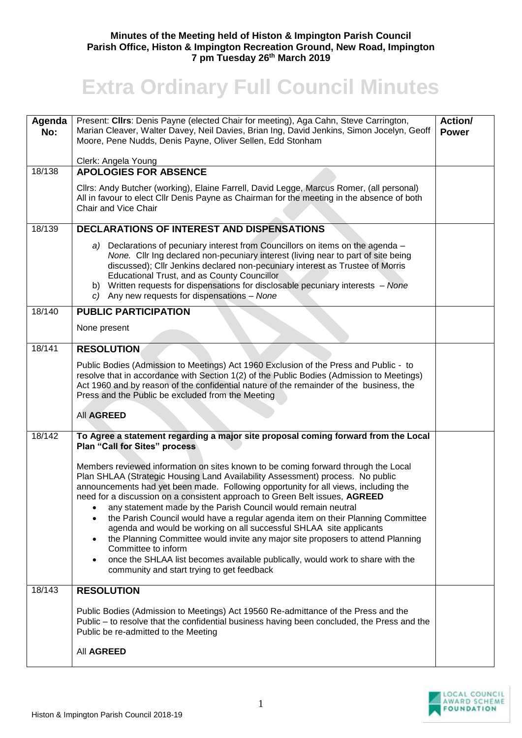**Minutes of the Meeting held of Histon & Impington Parish Council**
**Parish Office, Histon & Impington Recreation Ground, New Road, Impington**
**7 pm Tuesday 26th March 2019**

# Extra Ordinary Full Council Minutes

| Agenda No: | Present: **Cllrs**: Denis Payne (elected Chair for meeting), Aga Cahn, Steve Carrington, Marian Cleaver, Walter Davey, Neil Davies, Brian Ing, David Jenkins, Simon Jocelyn, Geoff Moore, Pene Nudds, Denis Payne, Oliver Sellen, Edd Stonham<br><br>Clerk: Angela Young | **Action/ Power** |
|---|---|---|
| 18/138 | **APOLOGIES FOR ABSENCE**<br><br>Cllrs: Andy Butcher (working), Elaine Farrell, David Legge, Marcus Romer, (all personal) All in favour to elect Cllr Denis Payne as Chairman for the meeting in the absence of both Chair and Vice Chair | |
| 18/139 | **DECLARATIONS OF INTEREST AND DISPENSATIONS**<br><br>*a)* Declarations of pecuniary interest from Councillors on items on the agenda – *None.* Cllr Ing declared non-pecuniary interest (living near to part of site being discussed); Cllr Jenkins declared non-pecuniary interest as Trustee of Morris Educational Trust, and as County Councillor<br>b) Written requests for dispensations for disclosable pecuniary interests – *None*<br>*c)* Any new requests for dispensations – *None* | |
| 18/140 | **PUBLIC PARTICIPATION**<br><br>None present | |
| 18/141 | **RESOLUTION**<br><br>Public Bodies (Admission to Meetings) Act 1960 Exclusion of the Press and Public - to resolve that in accordance with Section 1(2) of the Public Bodies (Admission to Meetings) Act 1960 and by reason of the confidential nature of the remainder of the business, the Press and the Public be excluded from the Meeting<br><br>All **AGREED** | |
| 18/142 | **To Agree a statement regarding a major site proposal coming forward from the Local Plan "Call for Sites" process**<br><br>Members reviewed information on sites known to be coming forward through the Local Plan SHLAA (Strategic Housing Land Availability Assessment) process. No public announcements had yet been made. Following opportunity for all views, including the need for a discussion on a consistent approach to Green Belt issues, **AGREED**<br>• any statement made by the Parish Council would remain neutral<br>• the Parish Council would have a regular agenda item on their Planning Committee agenda and would be working on all successful SHLAA site applicants<br>• the Planning Committee would invite any major site proposers to attend Planning Committee to inform<br>• once the SHLAA list becomes available publically, would work to share with the community and start trying to get feedback | |
| 18/143 | **RESOLUTION**<br><br>Public Bodies (Admission to Meetings) Act 19560 Re-admittance of the Press and the Public – to resolve that the confidential business having been concluded, the Press and the Public be re-admitted to the Meeting<br><br>All **AGREED** | |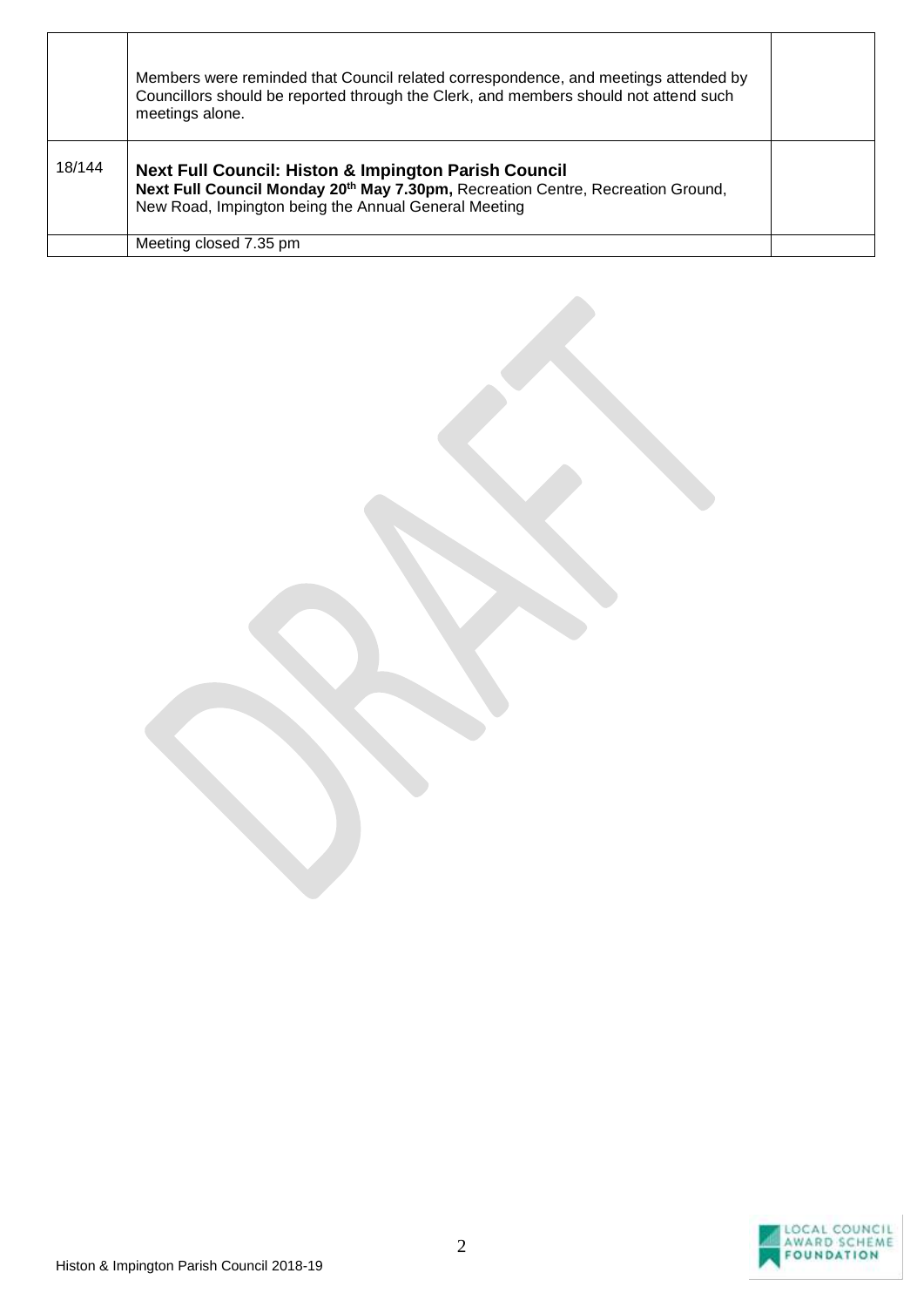| | | |
|---|---|---|
| | Members were reminded that Council related correspondence, and meetings attended by Councillors should be reported through the Clerk, and members should not attend such meetings alone. | |
| 18/144 | **Next Full Council: Histon & Impington Parish Council**<br>**Next Full Council Monday 20th May 7.30pm,** Recreation Centre, Recreation Ground, New Road, Impington being the Annual General Meeting | |
| | Meeting closed 7.35 pm | |

DRAFT